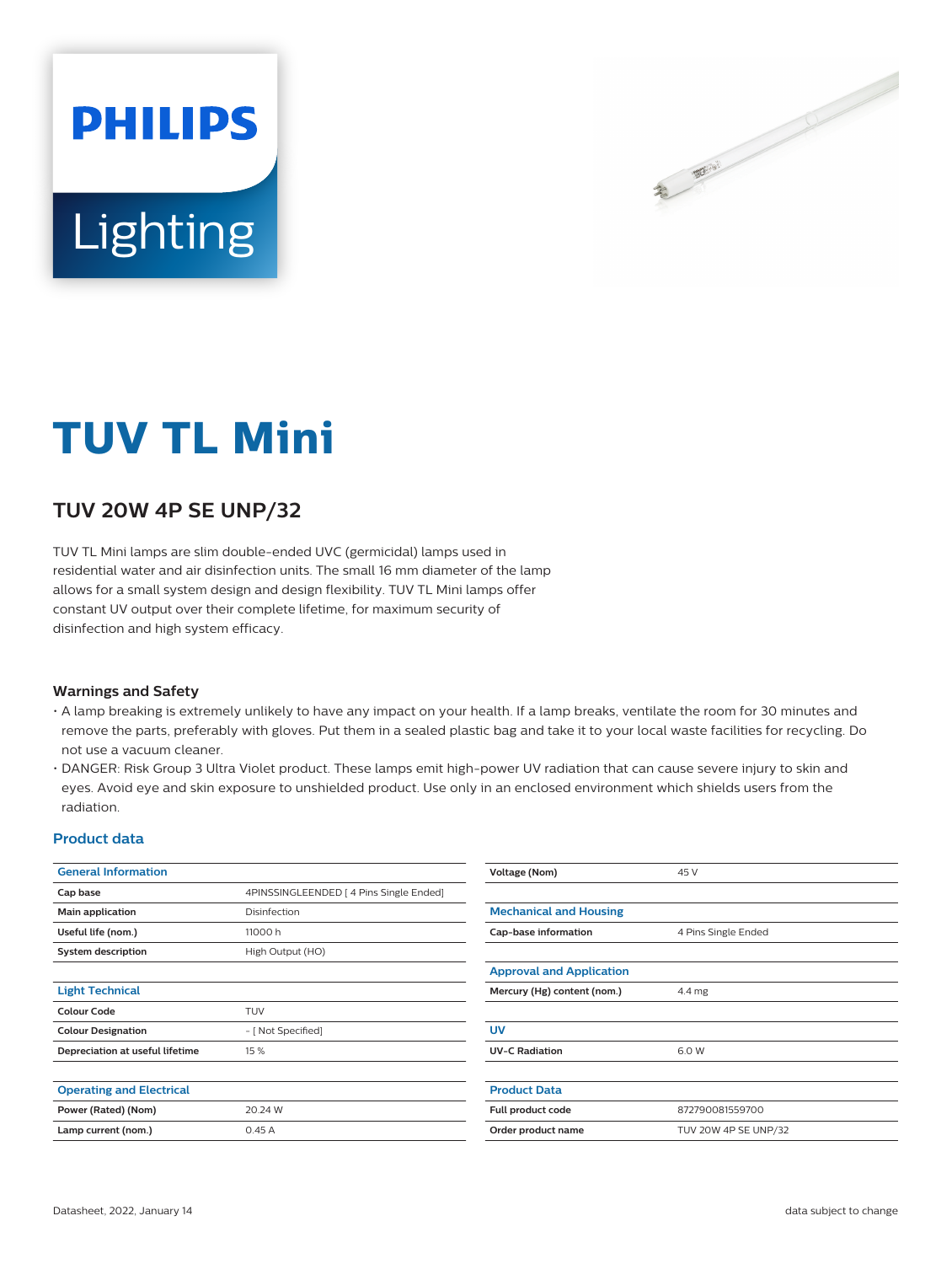# TUV TL Mini

## TUV 20W 4P SE UNP/32

TUV TL Mini lamps are slim double-ended UVC (germicidal) lamps used in residential water and air disinfection units. The small 16 mm diameter of the lamp allows for a small system design and design flexibility. TUV TL Mini lamps offer constant UV output over their complete lifetime, for maximum security of disinfection and high system efficacy.

### Warnings and Safety

- A lamp breaking is extremely unlikely to have any impact on your health. If a lamp breaks, ventilate the room for 30 minutes and remove the parts, preferably with gloves. Put them in a sealed plastic bag and take it to your local waste facilities for recycling. Do not use a vacuum cleaner.
- DANGER: Risk Group 3 Ultra Violet product. These lamps emit high-power UV radiation that can cause severe injury to skin and eyes. Avoid eye and skin exposure to unshielded product. Use only in an enclosed environment which shields users from the radiation.

### Product data

| General Information | |
|---|---|
| Cap base | 4PINSSINGLEENDED [ 4 Pins Single Ended] |
| Main application | Disinfection |
| Useful life (nom.) | 11000 h |
| System description | High Output (HO) |

| Light Technical | |
|---|---|
| Colour Code | TUV |
| Colour Designation | - [ Not Specified] |
| Depreciation at useful lifetime | 15 % |

| Operating and Electrical | |
|---|---|
| Power (Rated) (Nom) | 20.24 W |
| Lamp current (nom.) | 0.45 A |
| Voltage (Nom) | 45 V |

| Mechanical and Housing | |
|---|---|
| Cap-base information | 4 Pins Single Ended |

| Approval and Application | |
|---|---|
| Mercury (Hg) content (nom.) | 4.4 mg |

| UV | |
|---|---|
| UV-C Radiation | 6.0 W |

| Product Data | |
|---|---|
| Full product code | 872790081559700 |
| Order product name | TUV 20W 4P SE UNP/32 |

Datasheet, 2022, January 14

data subject to change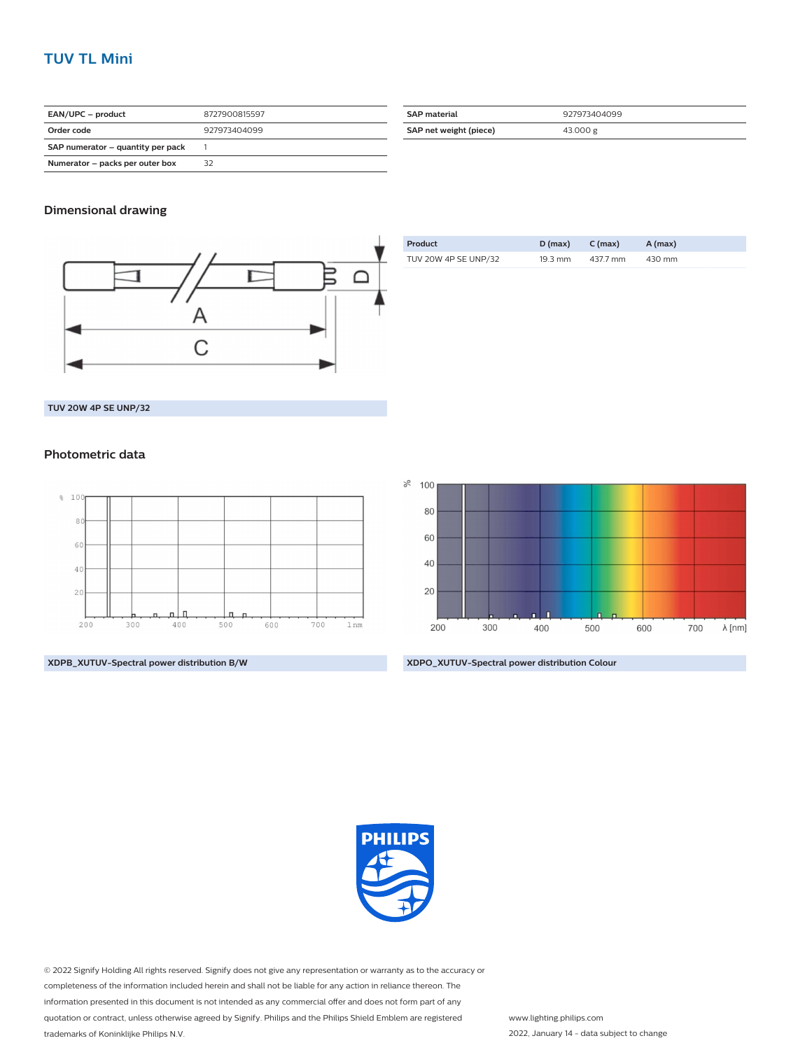## TUV TL Mini

| | |
|---|---|
| EAN/UPC – product | 8727900815597 |
| Order code | 927973404099 |
| SAP numerator – quantity per pack | 1 |
| Numerator – packs per outer box | 32 |

| | |
|---|---|
| SAP material | 927973404099 |
| SAP net weight (piece) | 43.000 g |

### Dimensional drawing

A
C
D

| Product | D (max) | C (max) | A (max) |
|---|---|---|---|
| TUV 20W 4P SE UNP/32 | 19.3 mm | 437.7 mm | 430 mm |

TUV 20W 4P SE UNP/32

### Photometric data

%
100
80
60
40
20
200
300
400
500
600
700
1 nm

XDPB_XUTUV-Spectral power distribution B/W

%
100
80
60
40
20
200
300
400
500
600
700
λ [nm]

XDPO_XUTUV-Spectral power distribution Colour

© 2022 Signify Holding All rights reserved. Signify does not give any representation or warranty as to the accuracy or completeness of the information included herein and shall not be liable for any action in reliance thereon. The information presented in this document is not intended as any commercial offer and does not form part of any quotation or contract, unless otherwise agreed by Signify. Philips and the Philips Shield Emblem are registered trademarks of Koninklijke Philips N.V.

www.lighting.philips.com
2022, January 14 - data subject to change